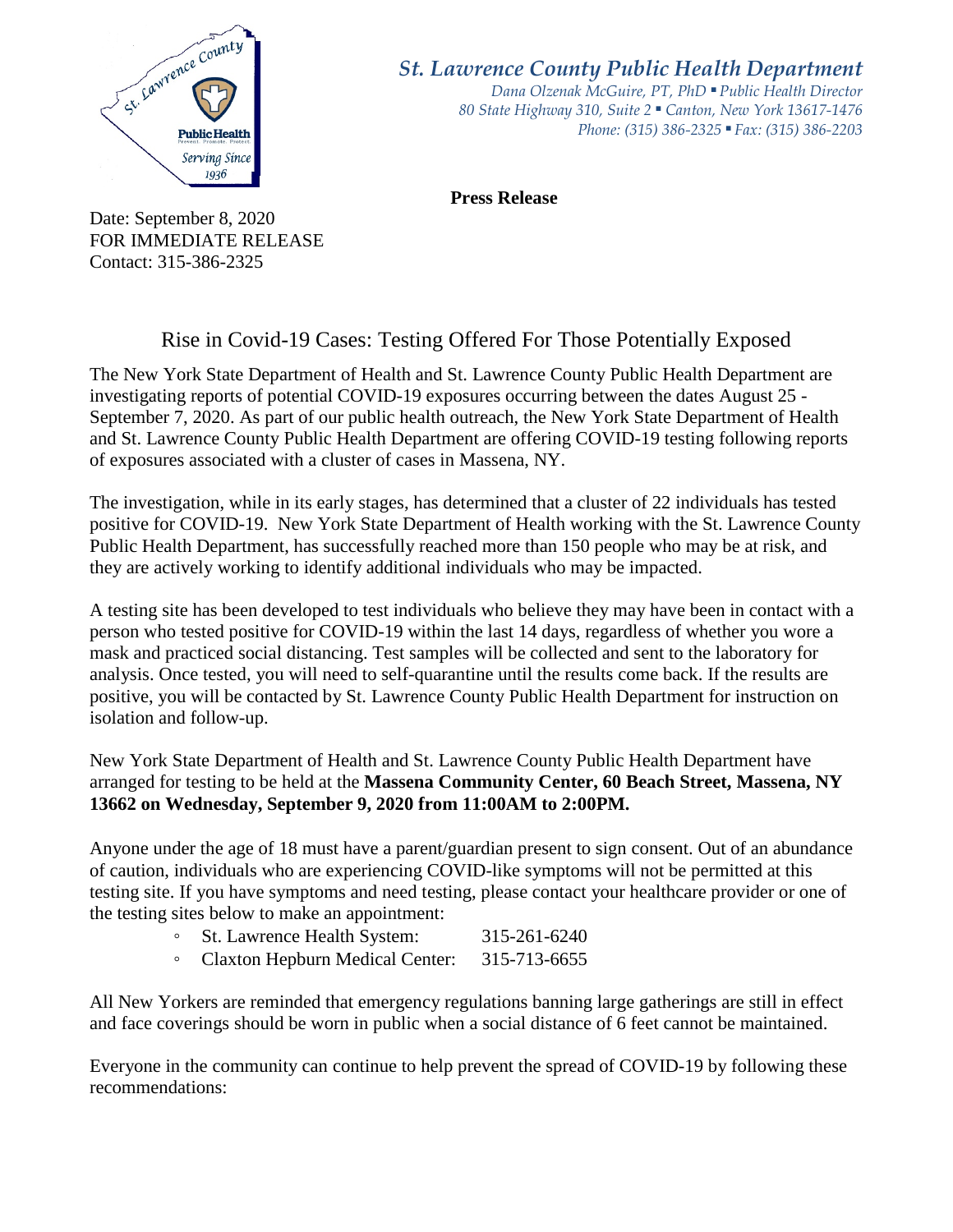*St. Lawrence County Public Health Department*
*Dana Olzenak McGuire, PT, PhD ▪ Public Health Director*
*80 State Highway 310, Suite 2 ▪ Canton, New York 13617-1476*
*Phone: (315) 386-2325 ▪ Fax: (315) 386-2203*

**Press Release**

Date: September 8, 2020
FOR IMMEDIATE RELEASE
Contact: 315-386-2325

# Rise in Covid-19 Cases: Testing Offered For Those Potentially Exposed

The New York State Department of Health and St. Lawrence County Public Health Department are investigating reports of potential COVID-19 exposures occurring between the dates August 25 - September 7, 2020. As part of our public health outreach, the New York State Department of Health and St. Lawrence County Public Health Department are offering COVID-19 testing following reports of exposures associated with a cluster of cases in Massena, NY.

The investigation, while in its early stages, has determined that a cluster of 22 individuals has tested positive for COVID-19. New York State Department of Health working with the St. Lawrence County Public Health Department, has successfully reached more than 150 people who may be at risk, and they are actively working to identify additional individuals who may be impacted.

A testing site has been developed to test individuals who believe they may have been in contact with a person who tested positive for COVID-19 within the last 14 days, regardless of whether you wore a mask and practiced social distancing. Test samples will be collected and sent to the laboratory for analysis. Once tested, you will need to self-quarantine until the results come back. If the results are positive, you will be contacted by St. Lawrence County Public Health Department for instruction on isolation and follow-up.

New York State Department of Health and St. Lawrence County Public Health Department have arranged for testing to be held at the **Massena Community Center, 60 Beach Street, Massena, NY 13662 on Wednesday, September 9, 2020 from 11:00AM to 2:00PM.**

Anyone under the age of 18 must have a parent/guardian present to sign consent. Out of an abundance of caution, individuals who are experiencing COVID-like symptoms will not be permitted at this testing site. If you have symptoms and need testing, please contact your healthcare provider or one of the testing sites below to make an appointment:

- St. Lawrence Health System: 315-261-6240
- Claxton Hepburn Medical Center: 315-713-6655

All New Yorkers are reminded that emergency regulations banning large gatherings are still in effect and face coverings should be worn in public when a social distance of 6 feet cannot be maintained.

Everyone in the community can continue to help prevent the spread of COVID-19 by following these recommendations: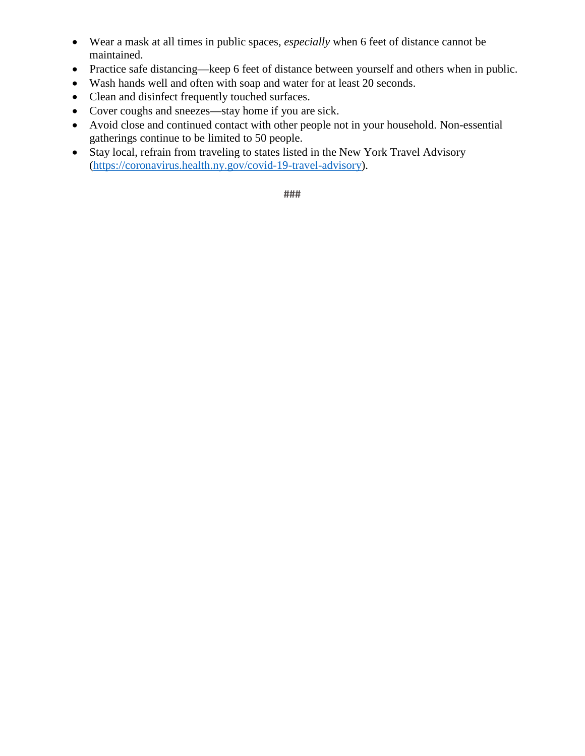- Wear a mask at all times in public spaces, *especially* when 6 feet of distance cannot be maintained.
- Practice safe distancing—keep 6 feet of distance between yourself and others when in public.
- Wash hands well and often with soap and water for at least 20 seconds.
- Clean and disinfect frequently touched surfaces.
- Cover coughs and sneezes—stay home if you are sick.
- Avoid close and continued contact with other people not in your household. Non-essential gatherings continue to be limited to 50 people.
- Stay local, refrain from traveling to states listed in the New York Travel Advisory (https://coronavirus.health.ny.gov/covid-19-travel-advisory).

**###**